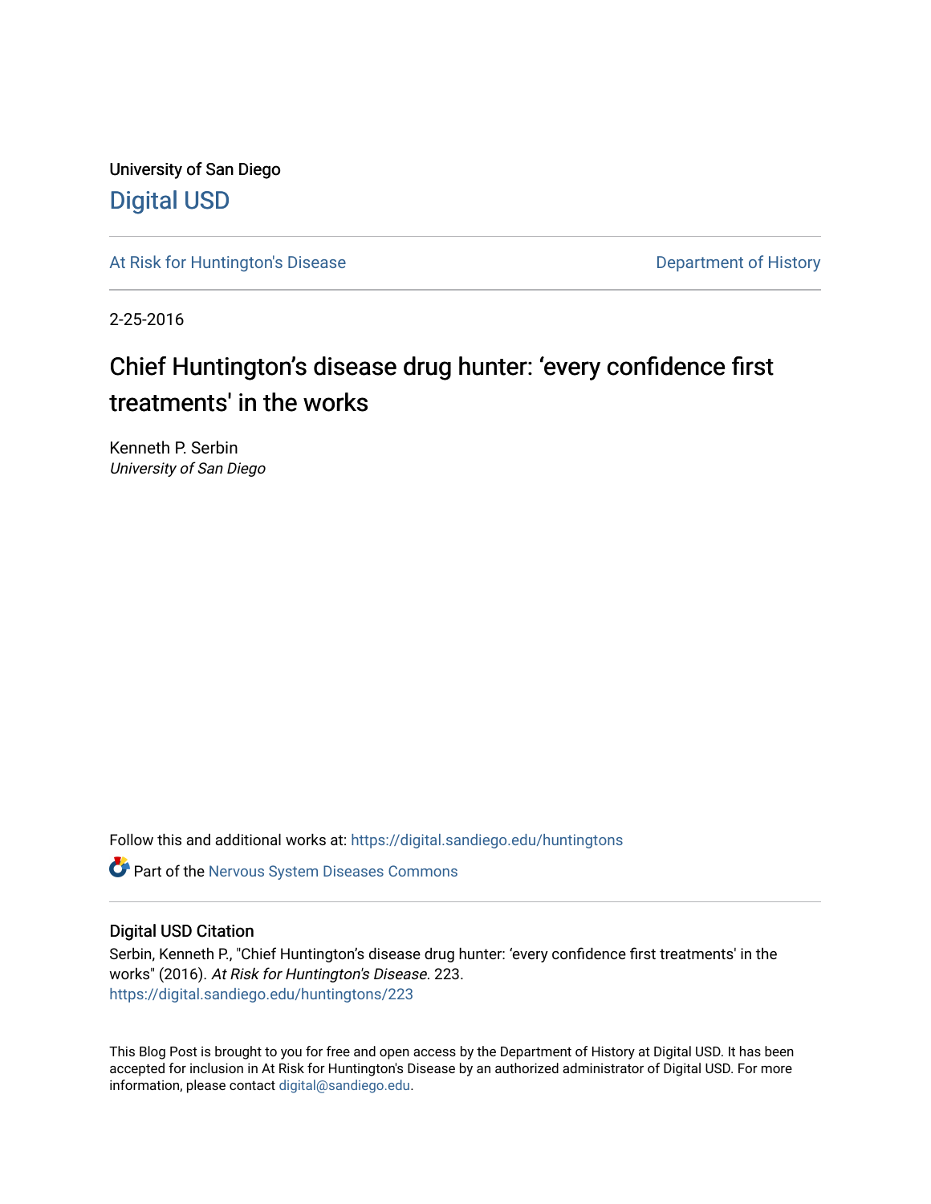University of San Diego

Digital USD

At Risk for Huntington's Disease

Department of History

2-25-2016

# Chief Huntington's disease drug hunter: 'every confidence first treatments' in the works

Kenneth P. Serbin

*University of San Diego*

Follow this and additional works at: https://digital.sandiego.edu/huntingtons

Part of the Nervous System Diseases Commons

## Digital USD Citation

Serbin, Kenneth P., "Chief Huntington's disease drug hunter: 'every confidence first treatments' in the works" (2016). *At Risk for Huntington's Disease*. 223.
https://digital.sandiego.edu/huntingtons/223

This Blog Post is brought to you for free and open access by the Department of History at Digital USD. It has been accepted for inclusion in At Risk for Huntington's Disease by an authorized administrator of Digital USD. For more information, please contact digital@sandiego.edu.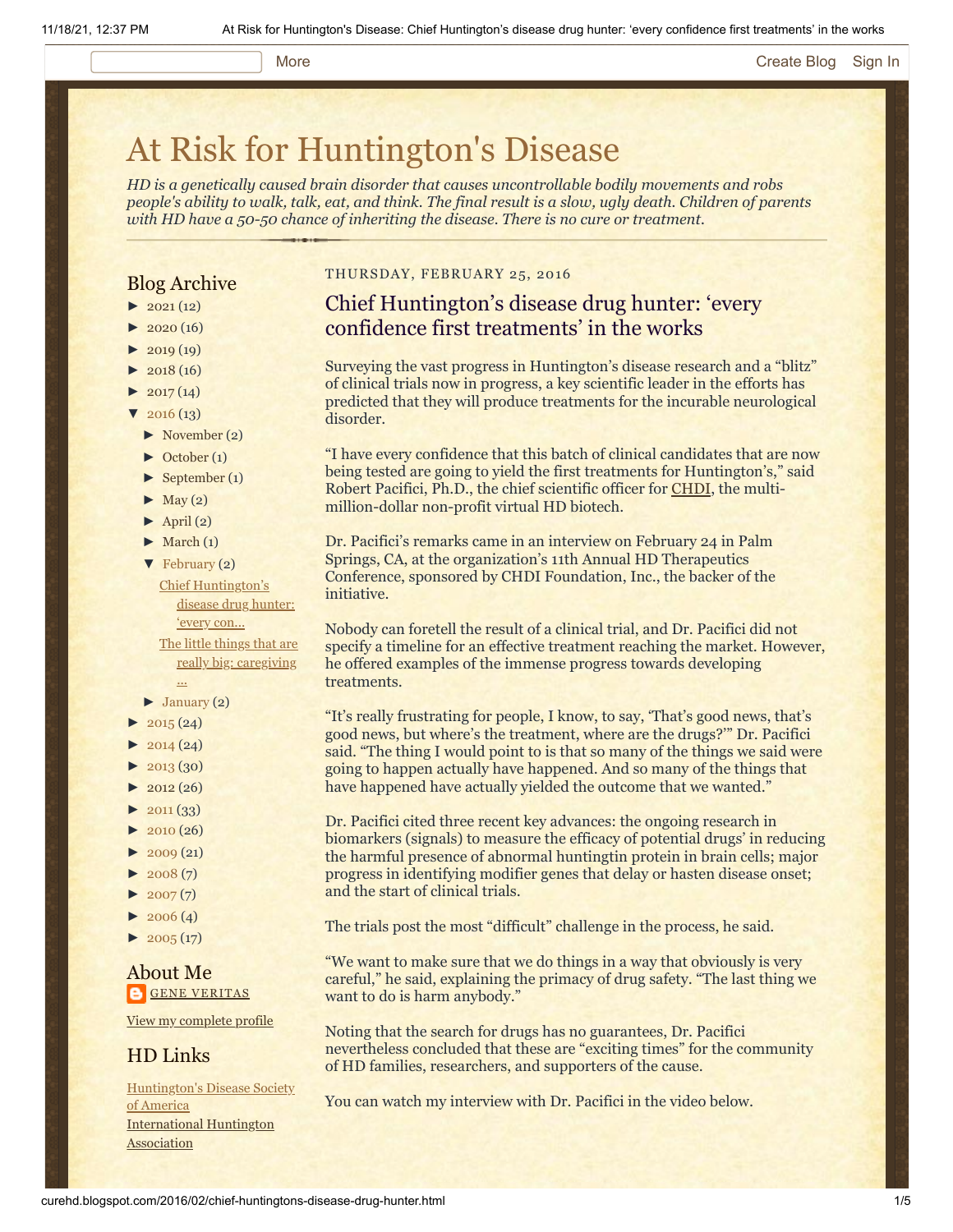# At Risk for Huntington's Disease

*HD is a genetically caused brain disorder that causes uncontrollable bodily movements and robs people's ability to walk, talk, eat, and think. The final result is a slow, ugly death. Children of parents with HD have a 50-50 chance of inheriting the disease. There is no cure or treatment.*

## Blog Archive

- ► 2021 (12)
- ► 2020 (16)
- ► 2019 (19)
- ► 2018 (16)
- ► 2017 (14)
- ▼ 2016 (13)
  - ► November (2)
  - ► October (1)
  - ► September (1)
  - ► May (2)
  - ► April (2)
  - ► March (1)
  - ▼ February (2)
    - Chief Huntington's disease drug hunter: 'every con...
    - The little things that are really big: caregiving ...
  - ► January (2)
- ► 2015 (24)
- ► 2014 (24)
- ► 2013 (30)
- ► 2012 (26)
- ► 2011 (33)
- ► 2010 (26)
- ► 2009 (21)
- ► 2008 (7)
- ► 2007 (7)
- ► 2006 (4)
- ► 2005 (17)

## About Me

GENE VERITAS

View my complete profile

## HD Links

Huntington's Disease Society of America

International Huntington Association

THURSDAY, FEBRUARY 25, 2016

## Chief Huntington's disease drug hunter: 'every confidence first treatments' in the works

Surveying the vast progress in Huntington's disease research and a "blitz" of clinical trials now in progress, a key scientific leader in the efforts has predicted that they will produce treatments for the incurable neurological disorder.

"I have every confidence that this batch of clinical candidates that are now being tested are going to yield the first treatments for Huntington's," said Robert Pacifici, Ph.D., the chief scientific officer for CHDI, the multi-million-dollar non-profit virtual HD biotech.

Dr. Pacifici's remarks came in an interview on February 24 in Palm Springs, CA, at the organization's 11th Annual HD Therapeutics Conference, sponsored by CHDI Foundation, Inc., the backer of the initiative.

Nobody can foretell the result of a clinical trial, and Dr. Pacifici did not specify a timeline for an effective treatment reaching the market. However, he offered examples of the immense progress towards developing treatments.

"It's really frustrating for people, I know, to say, 'That's good news, that's good news, but where's the treatment, where are the drugs?'" Dr. Pacifici said. "The thing I would point to is that so many of the things we said were going to happen actually have happened. And so many of the things that have happened have actually yielded the outcome that we wanted."

Dr. Pacifici cited three recent key advances: the ongoing research in biomarkers (signals) to measure the efficacy of potential drugs' in reducing the harmful presence of abnormal huntingtin protein in brain cells; major progress in identifying modifier genes that delay or hasten disease onset; and the start of clinical trials.

The trials post the most "difficult" challenge in the process, he said.

"We want to make sure that we do things in a way that obviously is very careful," he said, explaining the primacy of drug safety. "The last thing we want to do is harm anybody."

Noting that the search for drugs has no guarantees, Dr. Pacifici nevertheless concluded that these are "exciting times" for the community of HD families, researchers, and supporters of the cause.

You can watch my interview with Dr. Pacifici in the video below.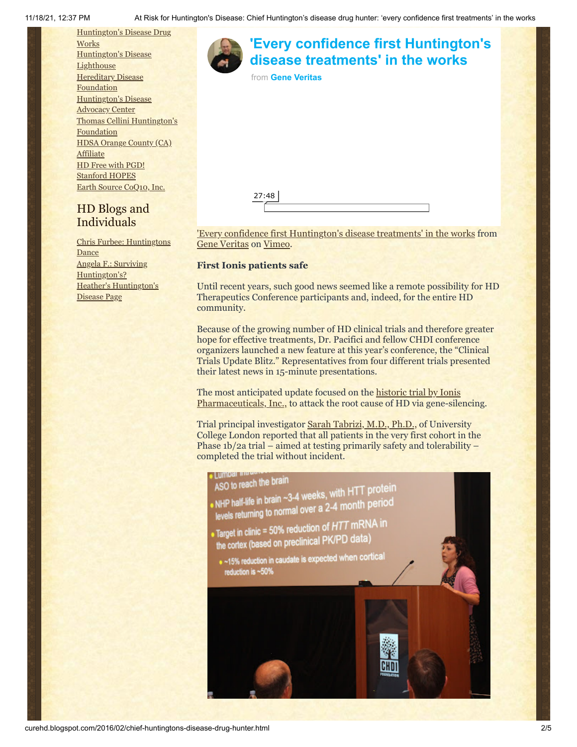[Huntington's Disease Drug Works](#)
[Huntington's Disease Lighthouse](#)
[Hereditary Disease Foundation](#)
[Huntington's Disease Advocacy Center](#)
[Thomas Cellini Huntington's Foundation](#)
[HDSA Orange County (CA) Affiliate](#)
[HD Free with PGD!](#)
[Stanford HOPES](#)
[Earth Source CoQ10, Inc.](#)

## HD Blogs and Individuals

[Chris Furbee: Huntingtons Dance](#)
[Angela F.: Surviving Huntington's?](#)
[Heather's Huntington's Disease Page](#)

**'Every confidence first Huntington's disease treatments' in the works**

from **Gene Veritas**

27:48

'Every confidence first Huntington's disease treatments' in the works from Gene Veritas on Vimeo.

### First Ionis patients safe

Until recent years, such good news seemed like a remote possibility for HD Therapeutics Conference participants and, indeed, for the entire HD community.

Because of the growing number of HD clinical trials and therefore greater hope for effective treatments, Dr. Pacifici and fellow CHDI conference organizers launched a new feature at this year's conference, the "Clinical Trials Update Blitz." Representatives from four different trials presented their latest news in 15-minute presentations.

The most anticipated update focused on the historic trial by Ionis Pharmaceuticals, Inc., to attack the root cause of HD via gene-silencing.

Trial principal investigator Sarah Tabrizi, M.D., Ph.D., of University College London reported that all patients in the very first cohort in the Phase 1b/2a trial – aimed at testing primarily safety and tolerability – completed the trial without incident.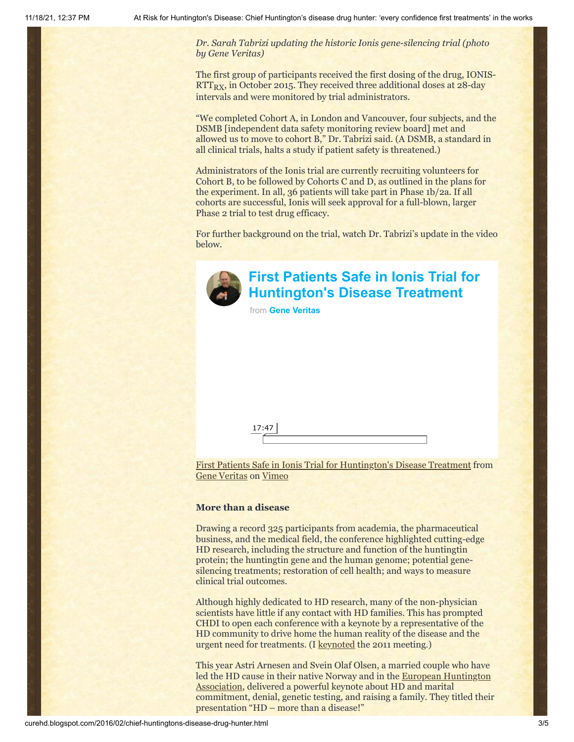*Dr. Sarah Tabrizi updating the historic Ionis gene-silencing trial (photo by Gene Veritas)*

The first group of participants received the first dosing of the drug, IONIS-$RTT_{RX}$, in October 2015. They received three additional doses at 28-day intervals and were monitored by trial administrators.

"We completed Cohort A, in London and Vancouver, four subjects, and the DSMB [independent data safety monitoring review board] met and allowed us to move to cohort B," Dr. Tabrizi said. (A DSMB, a standard in all clinical trials, halts a study if patient safety is threatened.)

Administrators of the Ionis trial are currently recruiting volunteers for Cohort B, to be followed by Cohorts C and D, as outlined in the plans for the experiment. In all, 36 patients will take part in Phase 1b/2a. If all cohorts are successful, Ionis will seek approval for a full-blown, larger Phase 2 trial to test drug efficacy.

For further background on the trial, watch Dr. Tabrizi's update in the video below.

**First Patients Safe in Ionis Trial for Huntington's Disease Treatment**

from **Gene Veritas**

17:47

First Patients Safe in Ionis Trial for Huntington's Disease Treatment from Gene Veritas on Vimeo

### More than a disease

Drawing a record 325 participants from academia, the pharmaceutical business, and the medical field, the conference highlighted cutting-edge HD research, including the structure and function of the huntingtin protein; the huntingtin gene and the human genome; potential gene-silencing treatments; restoration of cell health; and ways to measure clinical trial outcomes.

Although highly dedicated to HD research, many of the non-physician scientists have little if any contact with HD families. This has prompted CHDI to open each conference with a keynote by a representative of the HD community to drive home the human reality of the disease and the urgent need for treatments. (I keynoted the 2011 meeting.)

This year Astri Arnesen and Svein Olaf Olsen, a married couple who have led the HD cause in their native Norway and in the European Huntington Association, delivered a powerful keynote about HD and marital commitment, denial, genetic testing, and raising a family. They titled their presentation "HD – more than a disease!"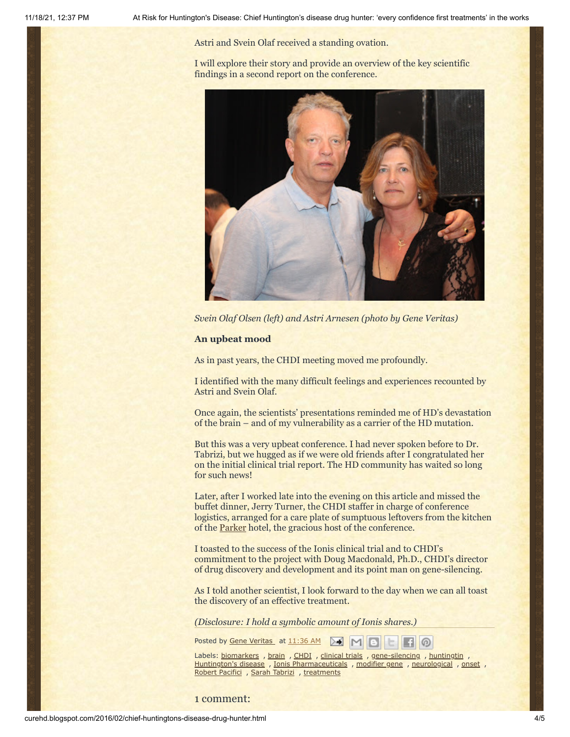Astri and Svein Olaf received a standing ovation.

I will explore their story and provide an overview of the key scientific findings in a second report on the conference.

*Svein Olaf Olsen (left) and Astri Arnesen (photo by Gene Veritas)*

**An upbeat mood**

As in past years, the CHDI meeting moved me profoundly.

I identified with the many difficult feelings and experiences recounted by Astri and Svein Olaf.

Once again, the scientists' presentations reminded me of HD's devastation of the brain – and of my vulnerability as a carrier of the HD mutation.

But this was a very upbeat conference. I had never spoken before to Dr. Tabrizi, but we hugged as if we were old friends after I congratulated her on the initial clinical trial report. The HD community has waited so long for such news!

Later, after I worked late into the evening on this article and missed the buffet dinner, Jerry Turner, the CHDI staffer in charge of conference logistics, arranged for a care plate of sumptuous leftovers from the kitchen of the Parker hotel, the gracious host of the conference.

I toasted to the success of the Ionis clinical trial and to CHDI's commitment to the project with Doug Macdonald, Ph.D., CHDI's director of drug discovery and development and its point man on gene-silencing.

As I told another scientist, I look forward to the day when we can all toast the discovery of an effective treatment.

*(Disclosure: I hold a symbolic amount of Ionis shares.)*

Posted by Gene Veritas at 11:36 AM

Labels: biomarkers , brain , CHDI , clinical trials , gene-silencing , huntingtin , Huntington's disease , Ionis Pharmaceuticals , modifier gene , neurological , onset , Robert Pacifici , Sarah Tabrizi , treatments

## 1 comment: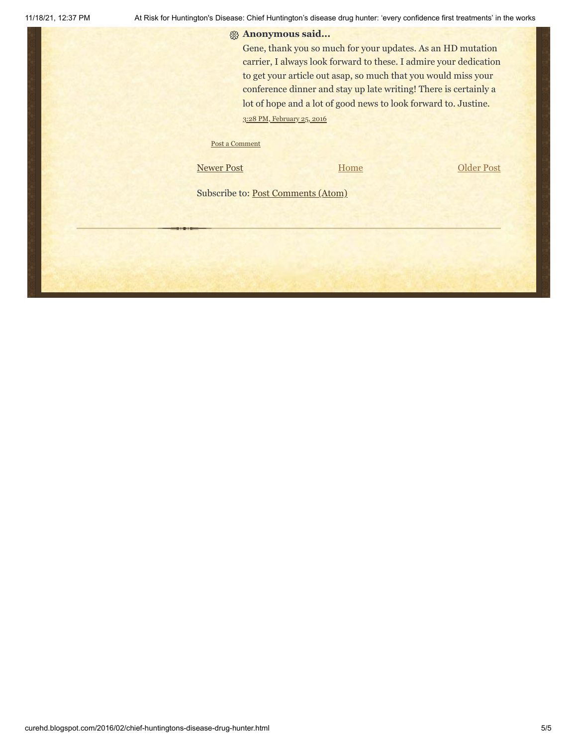**Anonymous said...**

Gene, thank you so much for your updates. As an HD mutation carrier, I always look forward to these. I admire your dedication to get your article out asap, so much that you would miss your conference dinner and stay up late writing! There is certainly a lot of hope and a lot of good news to look forward to. Justine.

3:28 PM, February 25, 2016

Post a Comment

Newer Post Home Older Post

Subscribe to: Post Comments (Atom)